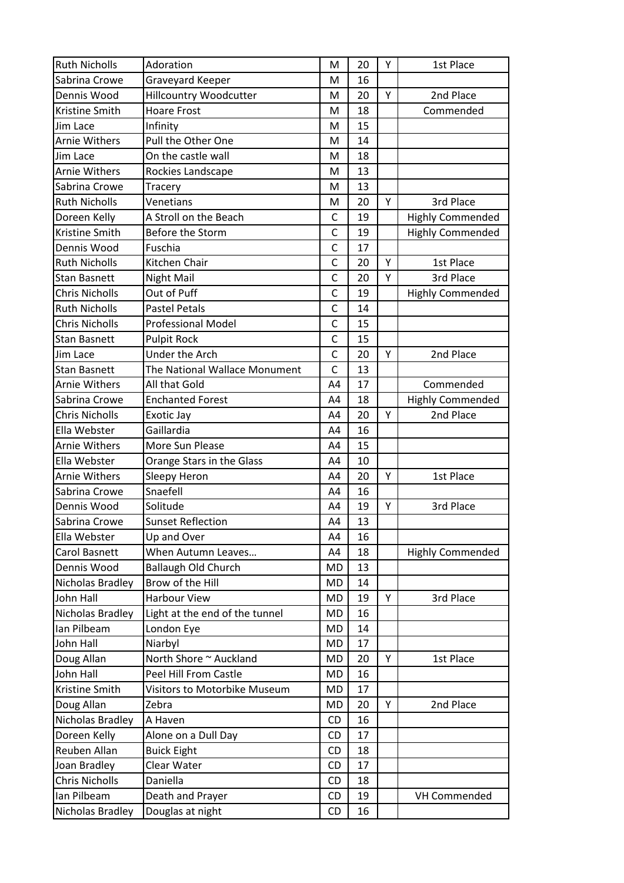| | | | | | |
|---|---|---|---|---|---|
| Ruth Nicholls | Adoration | M | 20 | Y | 1st Place |
| Sabrina Crowe | Graveyard Keeper | M | 16 | | |
| Dennis Wood | Hillcountry Woodcutter | M | 20 | Y | 2nd Place |
| Kristine Smith | Hoare Frost | M | 18 | | Commended |
| Jim Lace | Infinity | M | 15 | | |
| Arnie Withers | Pull the Other One | M | 14 | | |
| Jim Lace | On the castle wall | M | 18 | | |
| Arnie Withers | Rockies Landscape | M | 13 | | |
| Sabrina Crowe | Tracery | M | 13 | | |
| Ruth Nicholls | Venetians | M | 20 | Y | 3rd Place |
| Doreen Kelly | A Stroll on the Beach | C | 19 | | Highly Commended |
| Kristine Smith | Before the Storm | C | 19 | | Highly Commended |
| Dennis Wood | Fuschia | C | 17 | | |
| Ruth Nicholls | Kitchen Chair | C | 20 | Y | 1st Place |
| Stan Basnett | Night Mail | C | 20 | Y | 3rd Place |
| Chris Nicholls | Out of Puff | C | 19 | | Highly Commended |
| Ruth Nicholls | Pastel Petals | C | 14 | | |
| Chris Nicholls | Professional Model | C | 15 | | |
| Stan Basnett | Pulpit Rock | C | 15 | | |
| Jim Lace | Under the Arch | C | 20 | Y | 2nd Place |
| Stan Basnett | The National Wallace Monument | C | 13 | | |
| Arnie Withers | All that Gold | A4 | 17 | | Commended |
| Sabrina Crowe | Enchanted Forest | A4 | 18 | | Highly Commended |
| Chris Nicholls | Exotic Jay | A4 | 20 | Y | 2nd Place |
| Ella Webster | Gaillardia | A4 | 16 | | |
| Arnie Withers | More Sun Please | A4 | 15 | | |
| Ella Webster | Orange Stars in the Glass | A4 | 10 | | |
| Arnie Withers | Sleepy Heron | A4 | 20 | Y | 1st Place |
| Sabrina Crowe | Snaefell | A4 | 16 | | |
| Dennis Wood | Solitude | A4 | 19 | Y | 3rd Place |
| Sabrina Crowe | Sunset Reflection | A4 | 13 | | |
| Ella Webster | Up and Over | A4 | 16 | | |
| Carol Basnett | When Autumn Leaves… | A4 | 18 | | Highly Commended |
| Dennis Wood | Ballaugh Old Church | MD | 13 | | |
| Nicholas Bradley | Brow of the Hill | MD | 14 | | |
| John Hall | Harbour View | MD | 19 | Y | 3rd Place |
| Nicholas Bradley | Light at the end of the tunnel | MD | 16 | | |
| Ian Pilbeam | London Eye | MD | 14 | | |
| John Hall | Niarbyl | MD | 17 | | |
| Doug Allan | North Shore ~ Auckland | MD | 20 | Y | 1st Place |
| John Hall | Peel Hill From Castle | MD | 16 | | |
| Kristine Smith | Visitors to Motorbike Museum | MD | 17 | | |
| Doug Allan | Zebra | MD | 20 | Y | 2nd Place |
| Nicholas Bradley | A Haven | CD | 16 | | |
| Doreen Kelly | Alone on a Dull Day | CD | 17 | | |
| Reuben Allan | Buick Eight | CD | 18 | | |
| Joan Bradley | Clear Water | CD | 17 | | |
| Chris Nicholls | Daniella | CD | 18 | | |
| Ian Pilbeam | Death and Prayer | CD | 19 | | VH Commended |
| Nicholas Bradley | Douglas at night | CD | 16 | | |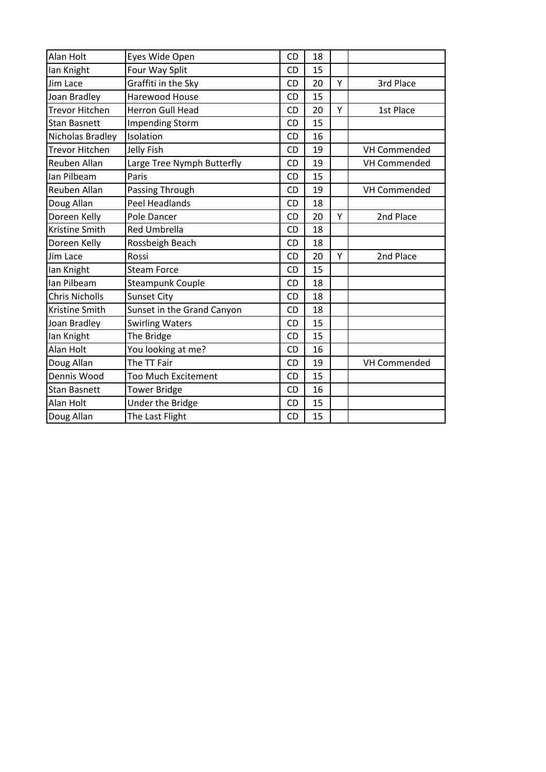| | | | | | |
|---|---|---|---|---|---|
| Alan Holt | Eyes Wide Open | CD | 18 | | |
| Ian Knight | Four Way Split | CD | 15 | | |
| Jim Lace | Graffiti in the Sky | CD | 20 | Y | 3rd Place |
| Joan Bradley | Harewood House | CD | 15 | | |
| Trevor Hitchen | Herron Gull Head | CD | 20 | Y | 1st Place |
| Stan Basnett | Impending Storm | CD | 15 | | |
| Nicholas Bradley | Isolation | CD | 16 | | |
| Trevor Hitchen | Jelly Fish | CD | 19 | | VH Commended |
| Reuben Allan | Large Tree Nymph Butterfly | CD | 19 | | VH Commended |
| Ian Pilbeam | Paris | CD | 15 | | |
| Reuben Allan | Passing Through | CD | 19 | | VH Commended |
| Doug Allan | Peel Headlands | CD | 18 | | |
| Doreen Kelly | Pole Dancer | CD | 20 | Y | 2nd Place |
| Kristine Smith | Red Umbrella | CD | 18 | | |
| Doreen Kelly | Rossbeigh Beach | CD | 18 | | |
| Jim Lace | Rossi | CD | 20 | Y | 2nd Place |
| Ian Knight | Steam Force | CD | 15 | | |
| Ian Pilbeam | Steampunk Couple | CD | 18 | | |
| Chris Nicholls | Sunset City | CD | 18 | | |
| Kristine Smith | Sunset in the Grand Canyon | CD | 18 | | |
| Joan Bradley | Swirling Waters | CD | 15 | | |
| Ian Knight | The Bridge | CD | 15 | | |
| Alan Holt | You looking at me? | CD | 16 | | |
| Doug Allan | The TT Fair | CD | 19 | | VH Commended |
| Dennis Wood | Too Much Excitement | CD | 15 | | |
| Stan Basnett | Tower Bridge | CD | 16 | | |
| Alan Holt | Under the Bridge | CD | 15 | | |
| Doug Allan | The Last Flight | CD | 15 | | |